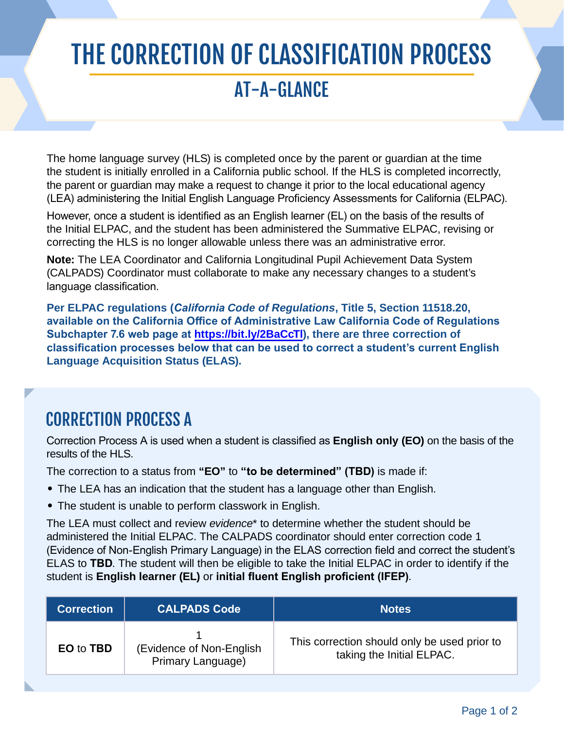# THE CORRECTION OF CLASSIFICATION PROCESS

## AT-A-GLANCE

The home language survey (HLS) is completed once by the parent or guardian at the time the student is initially enrolled in a California public school. If the HLS is completed incorrectly, the parent or guardian may make a request to change it prior to the local educational agency (LEA) administering the Initial English Language Proficiency Assessments for California (ELPAC).

However, once a student is identified as an English learner (EL) on the basis of the results of the Initial ELPAC, and the student has been administered the Summative ELPAC, revising or correcting the HLS is no longer allowable unless there was an administrative error.

**Note:** The LEA Coordinator and California Longitudinal Pupil Achievement Data System (CALPADS) Coordinator must collaborate to make any necessary changes to a student's language classification.

**Per ELPAC regulations (*California Code of Regulations*, Title 5, Section 11518.20, available on the California Office of Administrative Law California Code of Regulations Subchapter 7.6 web page at [https://bit.ly/2BaCcTl](https://bit.ly/2BaCcTl)), there are three correction of classification processes below that can be used to correct a student's current English Language Acquisition Status (ELAS).**

## CORRECTION PROCESS A

Correction Process A is used when a student is classified as **English only (EO)** on the basis of the results of the HLS.

The correction to a status from **"EO"** to **"to be determined" (TBD)** is made if:

- The LEA has an indication that the student has a language other than English.
- The student is unable to perform classwork in English.

The LEA must collect and review *evidence** to determine whether the student should be administered the Initial ELPAC. The CALPADS coordinator should enter correction code 1 (Evidence of Non-English Primary Language) in the ELAS correction field and correct the student's ELAS to **TBD**. The student will then be eligible to take the Initial ELPAC in order to identify if the student is **English learner (EL)** or **initial fluent English proficient (IFEP)**.

| Correction | CALPADS Code | Notes |
|---|---|---|
| **EO** to **TBD** | 1 (Evidence of Non-English Primary Language) | This correction should only be used prior to taking the Initial ELPAC. |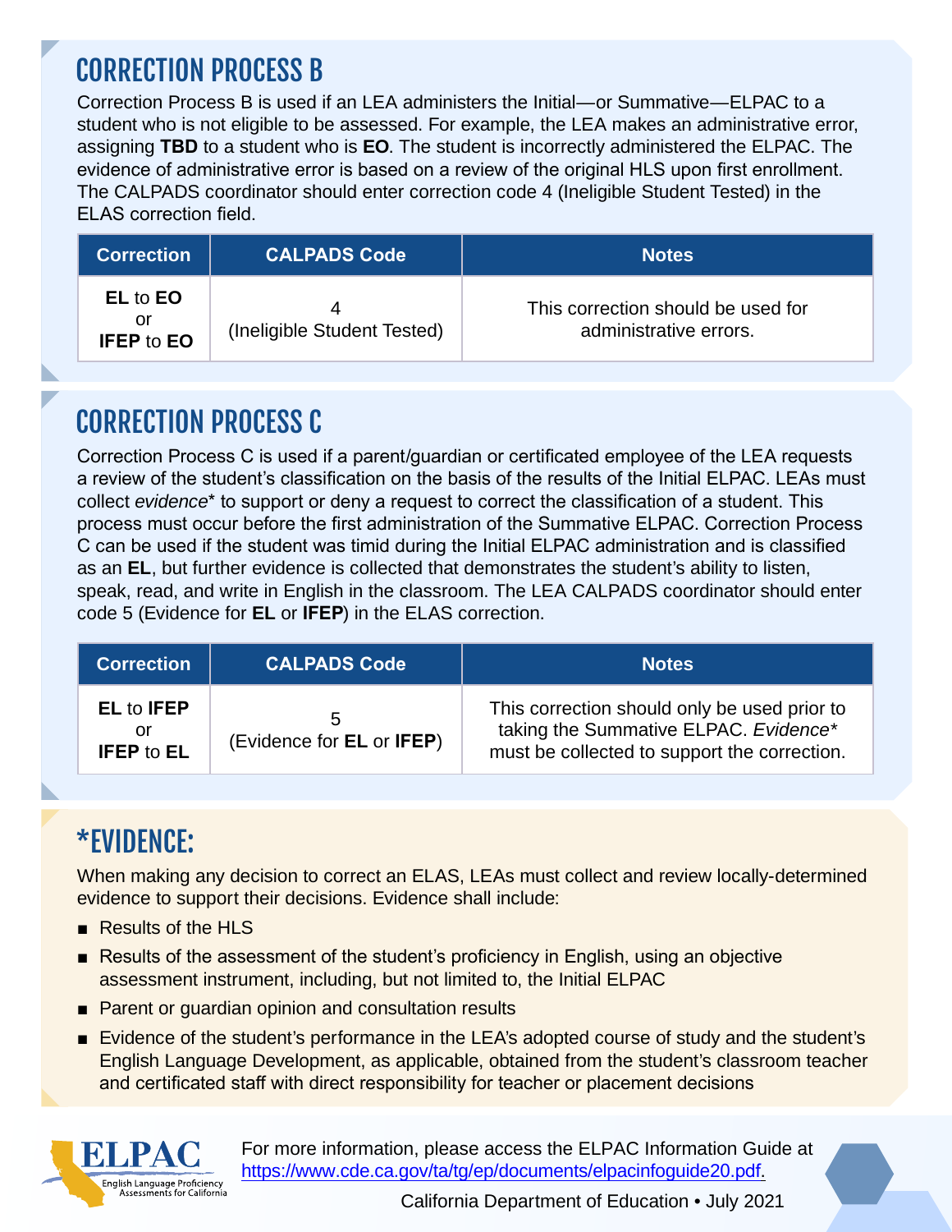## CORRECTION PROCESS B

Correction Process B is used if an LEA administers the Initial—or Summative—ELPAC to a student who is not eligible to be assessed. For example, the LEA makes an administrative error, assigning **TBD** to a student who is **EO**. The student is incorrectly administered the ELPAC. The evidence of administrative error is based on a review of the original HLS upon first enrollment. The CALPADS coordinator should enter correction code 4 (Ineligible Student Tested) in the ELAS correction field.

| Correction | CALPADS Code | Notes |
|---|---|---|
| **EL** to **EO** or **IFEP** to **EO** | 4 (Ineligible Student Tested) | This correction should be used for administrative errors. |

## CORRECTION PROCESS C

Correction Process C is used if a parent/guardian or certificated employee of the LEA requests a review of the student's classification on the basis of the results of the Initial ELPAC. LEAs must collect *evidence** to support or deny a request to correct the classification of a student. This process must occur before the first administration of the Summative ELPAC. Correction Process C can be used if the student was timid during the Initial ELPAC administration and is classified as an **EL**, but further evidence is collected that demonstrates the student's ability to listen, speak, read, and write in English in the classroom. The LEA CALPADS coordinator should enter code 5 (Evidence for **EL** or **IFEP**) in the ELAS correction.

| Correction | CALPADS Code | Notes |
|---|---|---|
| **EL** to **IFEP** or **IFEP** to **EL** | 5 (Evidence for **EL** or **IFEP**) | This correction should only be used prior to taking the Summative ELPAC. *Evidence** must be collected to support the correction. |

## *EVIDENCE:

When making any decision to correct an ELAS, LEAs must collect and review locally-determined evidence to support their decisions. Evidence shall include:

- Results of the HLS
- Results of the assessment of the student's proficiency in English, using an objective assessment instrument, including, but not limited to, the Initial ELPAC
- Parent or guardian opinion and consultation results
- Evidence of the student's performance in the LEA's adopted course of study and the student's English Language Development, as applicable, obtained from the student's classroom teacher and certificated staff with direct responsibility for teacher or placement decisions

ELPAC English Language Proficiency Assessments for California

For more information, please access the ELPAC Information Guide at https://www.cde.ca.gov/ta/tg/ep/documents/elpacinfoguide20.pdf.

California Department of Education • July 2021